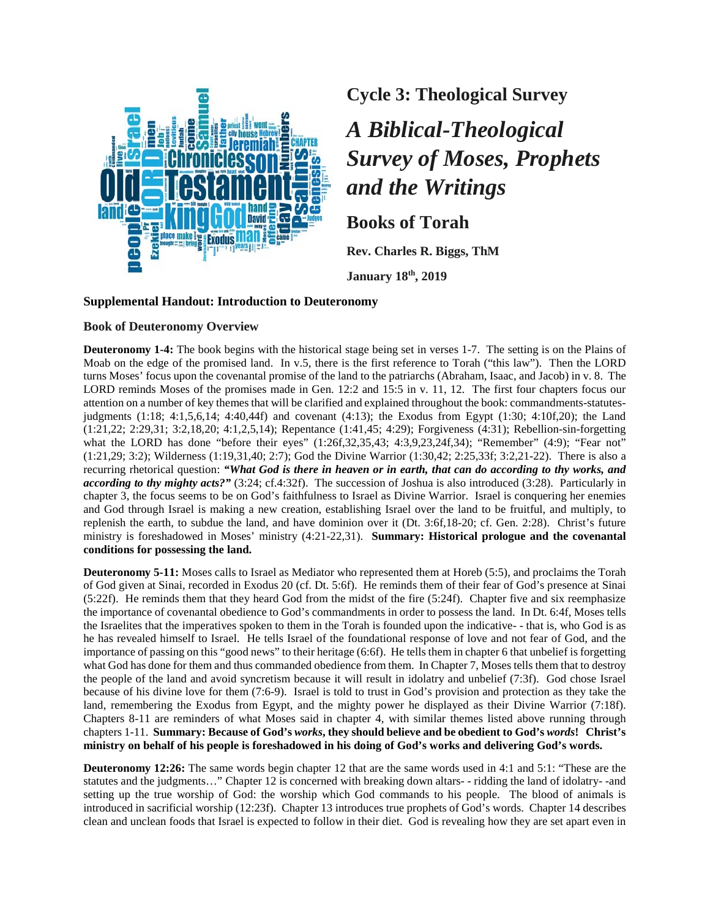## Cycle 3: Theological Survey

# *A Biblical-Theological Survey of Moses, Prophets and the Writings*

## Books of Torah

**Rev. Charles R. Biggs, ThM**

**January 18th, 2019**

### Supplemental Handout: Introduction to Deuteronomy

### Book of Deuteronomy Overview

**Deuteronomy 1-4:** The book begins with the historical stage being set in verses 1-7. The setting is on the Plains of Moab on the edge of the promised land. In v.5, there is the first reference to Torah ("this law"). Then the LORD turns Moses' focus upon the covenantal promise of the land to the patriarchs (Abraham, Isaac, and Jacob) in v. 8. The LORD reminds Moses of the promises made in Gen. 12:2 and 15:5 in v. 11, 12. The first four chapters focus our attention on a number of key themes that will be clarified and explained throughout the book: commandments-statutes-judgments (1:18; 4:1,5,6,14; 4:40,44f) and covenant (4:13); the Exodus from Egypt (1:30; 4:10f,20); the Land (1:21,22; 2:29,31; 3:2,18,20; 4:1,2,5,14); Repentance (1:41,45; 4:29); Forgiveness (4:31); Rebellion-sin-forgetting what the LORD has done "before their eyes" (1:26f,32,35,43; 4:3,9,23,24f,34); "Remember" (4:9); "Fear not" (1:21,29; 3:2); Wilderness (1:19,31,40; 2:7); God the Divine Warrior (1:30,42; 2:25,33f; 3:2,21-22). There is also a recurring rhetorical question: ***"What God is there in heaven or in earth, that can do according to thy works, and according to thy mighty acts?"*** (3:24; cf.4:32f). The succession of Joshua is also introduced (3:28). Particularly in chapter 3, the focus seems to be on God's faithfulness to Israel as Divine Warrior. Israel is conquering her enemies and God through Israel is making a new creation, establishing Israel over the land to be fruitful, and multiply, to replenish the earth, to subdue the land, and have dominion over it (Dt. 3:6f,18-20; cf. Gen. 2:28). Christ's future ministry is foreshadowed in Moses' ministry (4:21-22,31). **Summary: Historical prologue and the covenantal conditions for possessing the land.**

**Deuteronomy 5-11:** Moses calls to Israel as Mediator who represented them at Horeb (5:5), and proclaims the Torah of God given at Sinai, recorded in Exodus 20 (cf. Dt. 5:6f). He reminds them of their fear of God's presence at Sinai (5:22f). He reminds them that they heard God from the midst of the fire (5:24f). Chapter five and six reemphasize the importance of covenantal obedience to God's commandments in order to possess the land. In Dt. 6:4f, Moses tells the Israelites that the imperatives spoken to them in the Torah is founded upon the indicative- - that is, who God is as he has revealed himself to Israel. He tells Israel of the foundational response of love and not fear of God, and the importance of passing on this "good news" to their heritage (6:6f). He tells them in chapter 6 that unbelief is forgetting what God has done for them and thus commanded obedience from them. In Chapter 7, Moses tells them that to destroy the people of the land and avoid syncretism because it will result in idolatry and unbelief (7:3f). God chose Israel because of his divine love for them (7:6-9). Israel is told to trust in God's provision and protection as they take the land, remembering the Exodus from Egypt, and the mighty power he displayed as their Divine Warrior (7:18f). Chapters 8-11 are reminders of what Moses said in chapter 4, with similar themes listed above running through chapters 1-11. **Summary: Because of God's *works*, they should believe and be obedient to God's *words*! Christ's ministry on behalf of his people is foreshadowed in his doing of God's works and delivering God's words.**

**Deuteronomy 12:26:** The same words begin chapter 12 that are the same words used in 4:1 and 5:1: "These are the statutes and the judgments…" Chapter 12 is concerned with breaking down altars- - ridding the land of idolatry- -and setting up the true worship of God: the worship which God commands to his people. The blood of animals is introduced in sacrificial worship (12:23f). Chapter 13 introduces true prophets of God's words. Chapter 14 describes clean and unclean foods that Israel is expected to follow in their diet. God is revealing how they are set apart even in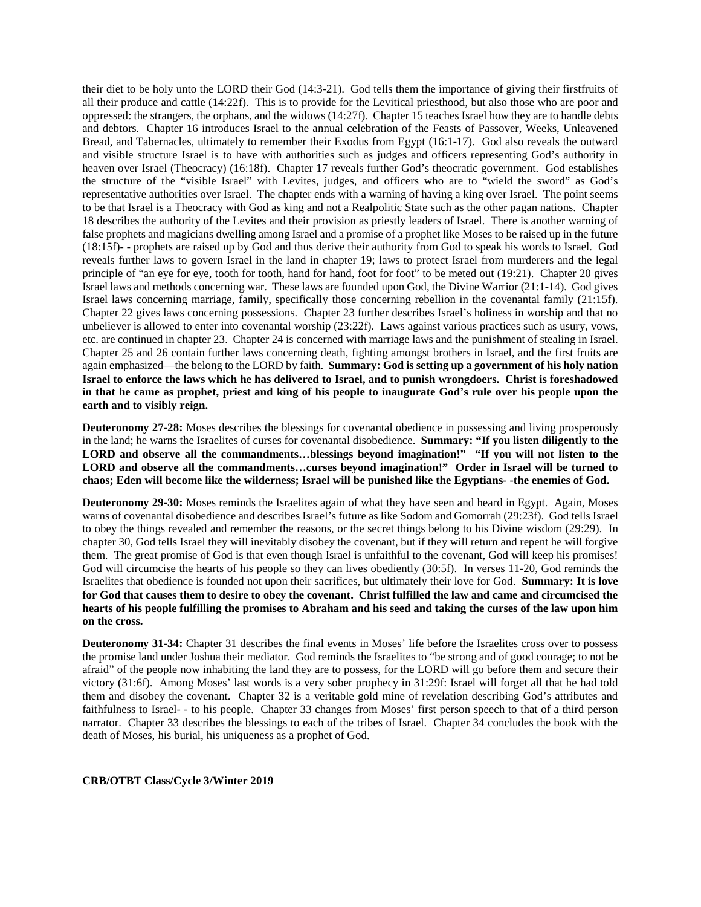their diet to be holy unto the LORD their God (14:3-21). God tells them the importance of giving their firstfruits of all their produce and cattle (14:22f). This is to provide for the Levitical priesthood, but also those who are poor and oppressed: the strangers, the orphans, and the widows (14:27f). Chapter 15 teaches Israel how they are to handle debts and debtors. Chapter 16 introduces Israel to the annual celebration of the Feasts of Passover, Weeks, Unleavened Bread, and Tabernacles, ultimately to remember their Exodus from Egypt (16:1-17). God also reveals the outward and visible structure Israel is to have with authorities such as judges and officers representing God's authority in heaven over Israel (Theocracy) (16:18f). Chapter 17 reveals further God's theocratic government. God establishes the structure of the "visible Israel" with Levites, judges, and officers who are to "wield the sword" as God's representative authorities over Israel. The chapter ends with a warning of having a king over Israel. The point seems to be that Israel is a Theocracy with God as king and not a Realpolitic State such as the other pagan nations. Chapter 18 describes the authority of the Levites and their provision as priestly leaders of Israel. There is another warning of false prophets and magicians dwelling among Israel and a promise of a prophet like Moses to be raised up in the future (18:15f)- - prophets are raised up by God and thus derive their authority from God to speak his words to Israel. God reveals further laws to govern Israel in the land in chapter 19; laws to protect Israel from murderers and the legal principle of "an eye for eye, tooth for tooth, hand for hand, foot for foot" to be meted out (19:21). Chapter 20 gives Israel laws and methods concerning war. These laws are founded upon God, the Divine Warrior (21:1-14). God gives Israel laws concerning marriage, family, specifically those concerning rebellion in the covenantal family (21:15f). Chapter 22 gives laws concerning possessions. Chapter 23 further describes Israel's holiness in worship and that no unbeliever is allowed to enter into covenantal worship (23:22f). Laws against various practices such as usury, vows, etc. are continued in chapter 23. Chapter 24 is concerned with marriage laws and the punishment of stealing in Israel. Chapter 25 and 26 contain further laws concerning death, fighting amongst brothers in Israel, and the first fruits are again emphasized—the belong to the LORD by faith. **Summary: God is setting up a government of his holy nation Israel to enforce the laws which he has delivered to Israel, and to punish wrongdoers. Christ is foreshadowed in that he came as prophet, priest and king of his people to inaugurate God's rule over his people upon the earth and to visibly reign.**

**Deuteronomy 27-28:** Moses describes the blessings for covenantal obedience in possessing and living prosperously in the land; he warns the Israelites of curses for covenantal disobedience. **Summary: "If you listen diligently to the LORD and observe all the commandments…blessings beyond imagination!" "If you will not listen to the LORD and observe all the commandments…curses beyond imagination!" Order in Israel will be turned to chaos; Eden will become like the wilderness; Israel will be punished like the Egyptians- -the enemies of God.**

**Deuteronomy 29-30:** Moses reminds the Israelites again of what they have seen and heard in Egypt. Again, Moses warns of covenantal disobedience and describes Israel's future as like Sodom and Gomorrah (29:23f). God tells Israel to obey the things revealed and remember the reasons, or the secret things belong to his Divine wisdom (29:29). In chapter 30, God tells Israel they will inevitably disobey the covenant, but if they will return and repent he will forgive them. The great promise of God is that even though Israel is unfaithful to the covenant, God will keep his promises! God will circumcise the hearts of his people so they can lives obediently (30:5f). In verses 11-20, God reminds the Israelites that obedience is founded not upon their sacrifices, but ultimately their love for God. **Summary: It is love for God that causes them to desire to obey the covenant. Christ fulfilled the law and came and circumcised the hearts of his people fulfilling the promises to Abraham and his seed and taking the curses of the law upon him on the cross.**

**Deuteronomy 31-34:** Chapter 31 describes the final events in Moses' life before the Israelites cross over to possess the promise land under Joshua their mediator. God reminds the Israelites to "be strong and of good courage; to not be afraid" of the people now inhabiting the land they are to possess, for the LORD will go before them and secure their victory (31:6f). Among Moses' last words is a very sober prophecy in 31:29f: Israel will forget all that he had told them and disobey the covenant. Chapter 32 is a veritable gold mine of revelation describing God's attributes and faithfulness to Israel- - to his people. Chapter 33 changes from Moses' first person speech to that of a third person narrator. Chapter 33 describes the blessings to each of the tribes of Israel. Chapter 34 concludes the book with the death of Moses, his burial, his uniqueness as a prophet of God.

**CRB/OTBT Class/Cycle 3/Winter 2019**